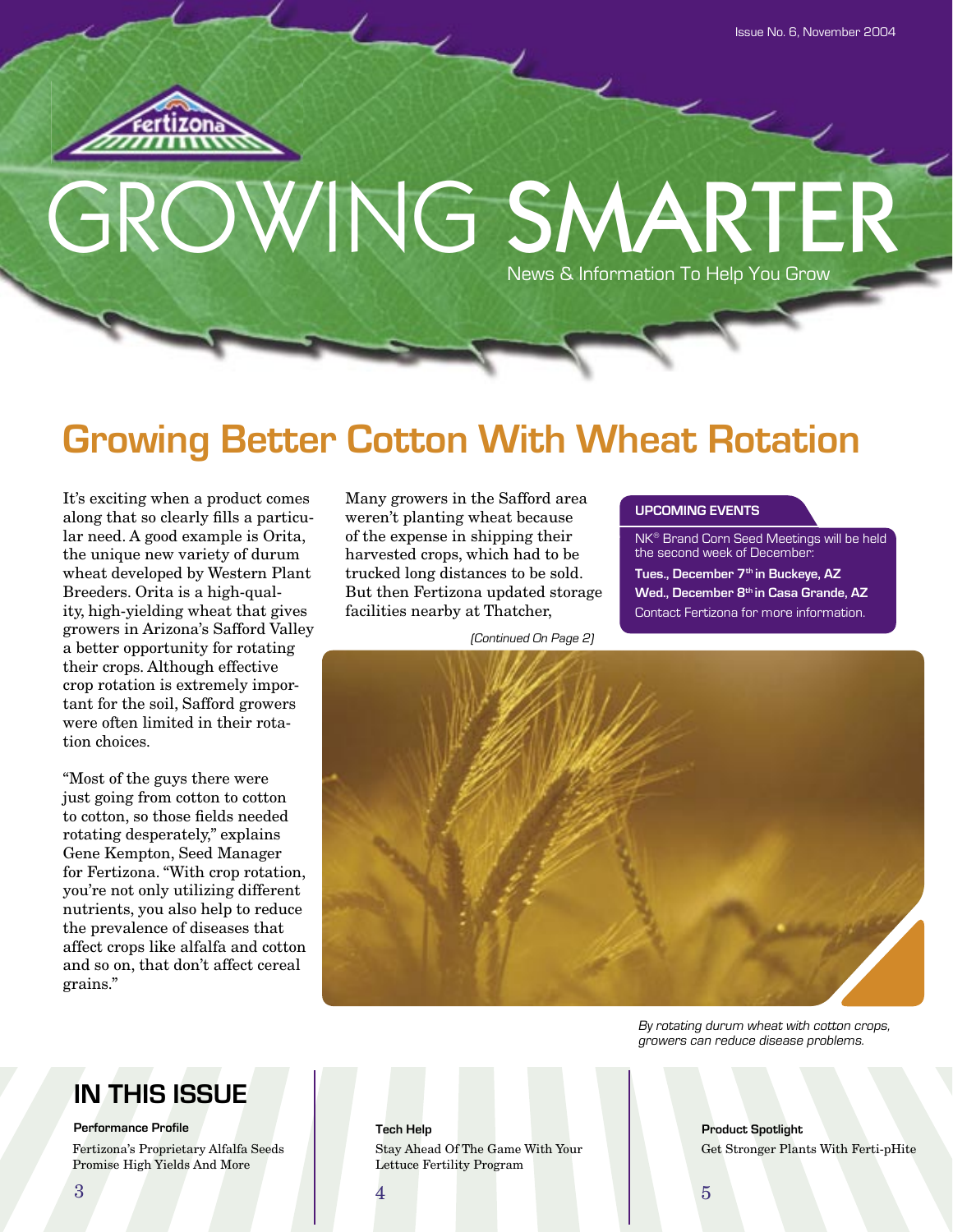Issue No. 6, November 2004

Fertizona

# GROWING SMARTER

News & Information To Help You Grow

## Growing Better Cotton With Wheat Rotation

It's exciting when a product comes along that so clearly fills a particular need. A good example is Orita, the unique new variety of durum wheat developed by Western Plant Breeders. Orita is a high-quality, high-yielding wheat that gives growers in Arizona's Safford Valley a better opportunity for rotating their crops. Although effective crop rotation is extremely important for the soil, Safford growers were often limited in their rotation choices.

"Most of the guys there were just going from cotton to cotton to cotton, so those fields needed rotating desperately," explains Gene Kempton, Seed Manager for Fertizona. "With crop rotation, you're not only utilizing different nutrients, you also help to reduce the prevalence of diseases that affect crops like alfalfa and cotton and so on, that don't affect cereal grains."

Many growers in the Safford area weren't planting wheat because of the expense in shipping their harvested crops, which had to be trucked long distances to be sold. But then Fertizona updated storage facilities nearby at Thatcher,

*(Continued On Page 2)*

### UPCOMING EVENTS

NK® Brand Corn Seed Meetings will be held the second week of December:

**Tues., December 7th in Buckeye, AZ**

**Wed., December 8th in Casa Grande, AZ**

Contact Fertizona for more information.

*By rotating durum wheat with cotton crops, growers can reduce disease problems.*

## IN THIS ISSUE

**Performance Profile**

Fertizona's Proprietary Alfalfa Seeds Promise High Yields And More

3

**Tech Help**

Stay Ahead Of The Game With Your Lettuce Fertility Program

4

**Product Spotlight**

Get Stronger Plants With Ferti-pHite

5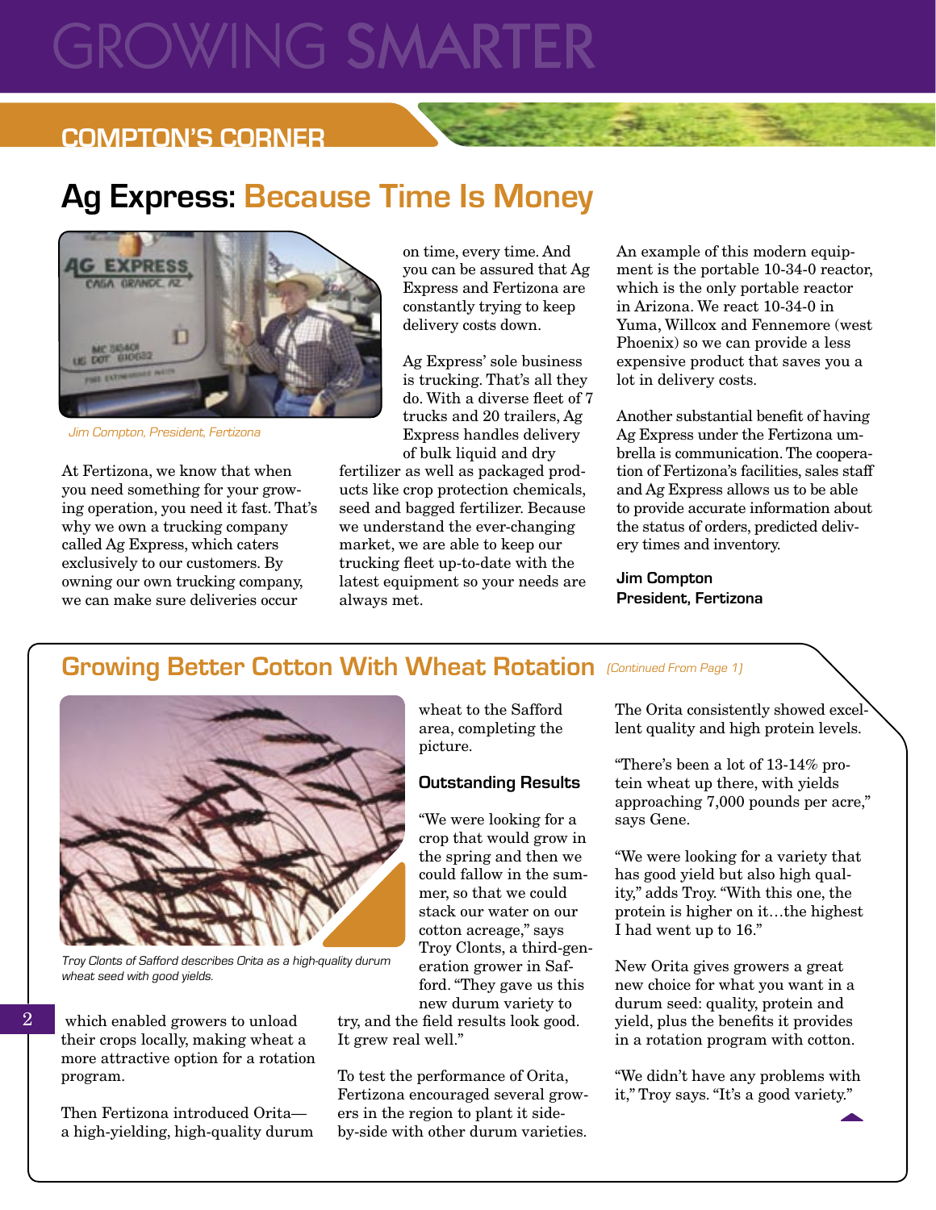# GROWING SMARTER

## COMPTON'S CORNER

## Ag Express: Because Time Is Money

*Jim Compton, President, Fertizona*

At Fertizona, we know that when you need something for your growing operation, you need it fast. That's why we own a trucking company called Ag Express, which caters exclusively to our customers. By owning our own trucking company, we can make sure deliveries occur on time, every time. And you can be assured that Ag Express and Fertizona are constantly trying to keep delivery costs down.

Ag Express' sole business is trucking. That's all they do. With a diverse fleet of 7 trucks and 20 trailers, Ag Express handles delivery of bulk liquid and dry fertilizer as well as packaged products like crop protection chemicals, seed and bagged fertilizer. Because we understand the ever-changing market, we are able to keep our trucking fleet up-to-date with the latest equipment so your needs are always met.

An example of this modern equipment is the portable 10-34-0 reactor, which is the only portable reactor in Arizona. We react 10-34-0 in Yuma, Willcox and Fennemore (west Phoenix) so we can provide a less expensive product that saves you a lot in delivery costs.

Another substantial benefit of having Ag Express under the Fertizona umbrella is communication. The cooperation of Fertizona's facilities, sales staff and Ag Express allows us to be able to provide accurate information about the status of orders, predicted delivery times and inventory.

**Jim Compton**
**President, Fertizona**

## Growing Better Cotton With Wheat Rotation *(Continued From Page 1)*

*Troy Clonts of Safford describes Orita as a high-quality durum wheat seed with good yields.*

which enabled growers to unload their crops locally, making wheat a more attractive option for a rotation program.

Then Fertizona introduced Orita—a high-yielding, high-quality durum wheat to the Safford area, completing the picture.

### Outstanding Results

"We were looking for a crop that would grow in the spring and then we could fallow in the summer, so that we could stack our water on our cotton acreage," says Troy Clonts, a third-generation grower in Safford. "They gave us this new durum variety to try, and the field results look good. It grew real well."

To test the performance of Orita, Fertizona encouraged several growers in the region to plant it side-by-side with other durum varieties. The Orita consistently showed excellent quality and high protein levels.

"There's been a lot of 13-14% protein wheat up there, with yields approaching 7,000 pounds per acre," says Gene.

"We were looking for a variety that has good yield but also high quality," adds Troy. "With this one, the protein is higher on it…the highest I had went up to 16."

New Orita gives growers a great new choice for what you want in a durum seed: quality, protein and yield, plus the benefits it provides in a rotation program with cotton.

"We didn't have any problems with it," Troy says. "It's a good variety."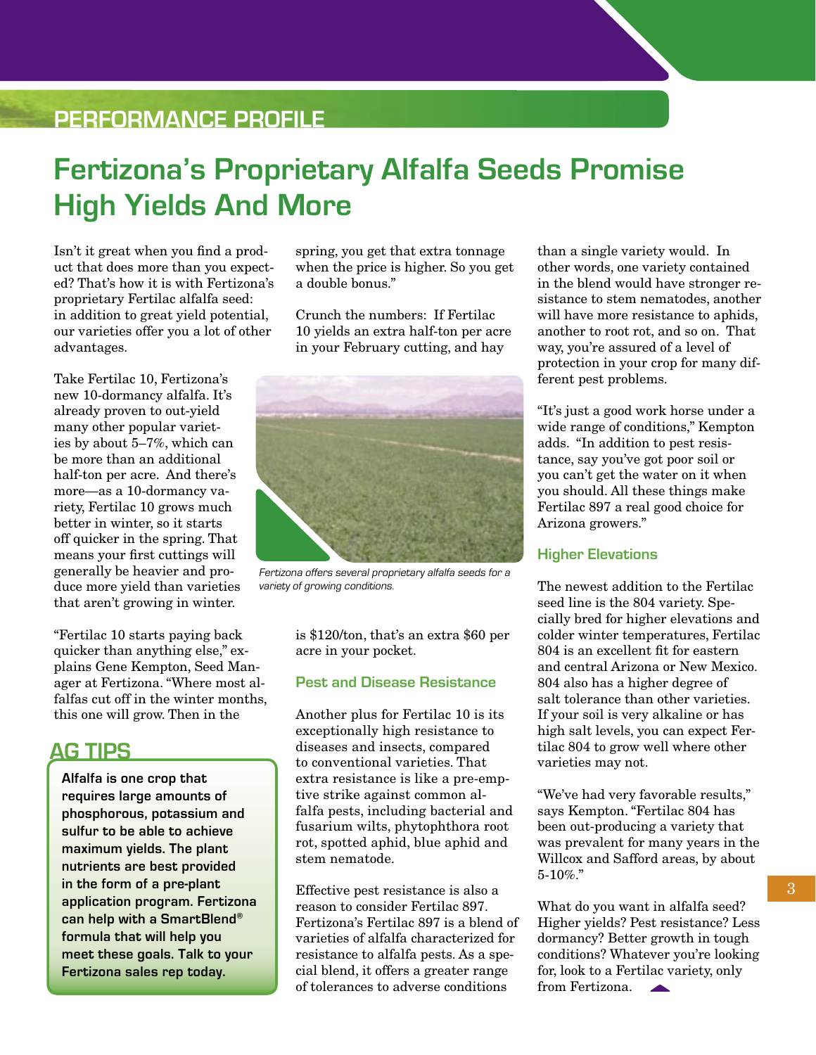## PERFORMANCE PROFILE

# Fertizona's Proprietary Alfalfa Seeds Promise High Yields And More

Isn't it great when you find a product that does more than you expected? That's how it is with Fertizona's proprietary Fertilac alfalfa seed: in addition to great yield potential, our varieties offer you a lot of other advantages.

Take Fertilac 10, Fertizona's new 10-dormancy alfalfa. It's already proven to out-yield many other popular varieties by about 5–7%, which can be more than an additional half-ton per acre. And there's more—as a 10-dormancy variety, Fertilac 10 grows much better in winter, so it starts off quicker in the spring. That means your first cuttings will generally be heavier and produce more yield than varieties that aren't growing in winter.

"Fertilac 10 starts paying back quicker than anything else," explains Gene Kempton, Seed Manager at Fertizona. "Where most alfalfas cut off in the winter months, this one will grow. Then in the spring, you get that extra tonnage when the price is higher. So you get a double bonus."

Crunch the numbers: If Fertilac 10 yields an extra half-ton per acre in your February cutting, and hay is $120/ton, that's an extra $60 per acre in your pocket.

*Fertizona offers several proprietary alfalfa seeds for a variety of growing conditions.*

### Pest and Disease Resistance

Another plus for Fertilac 10 is its exceptionally high resistance to diseases and insects, compared to conventional varieties. That extra resistance is like a pre-emptive strike against common alfalfa pests, including bacterial and fusarium wilts, phytophthora root rot, spotted aphid, blue aphid and stem nematode.

Effective pest resistance is also a reason to consider Fertilac 897. Fertizona's Fertilac 897 is a blend of varieties of alfalfa characterized for resistance to alfalfa pests. As a special blend, it offers a greater range of tolerances to adverse conditions than a single variety would. In other words, one variety contained in the blend would have stronger resistance to stem nematodes, another will have more resistance to aphids, another to root rot, and so on. That way, you're assured of a level of protection in your crop for many different pest problems.

"It's just a good work horse under a wide range of conditions," Kempton adds. "In addition to pest resistance, say you've got poor soil or you can't get the water on it when you should. All these things make Fertilac 897 a real good choice for Arizona growers."

### Higher Elevations

The newest addition to the Fertilac seed line is the 804 variety. Specially bred for higher elevations and colder winter temperatures, Fertilac 804 is an excellent fit for eastern and central Arizona or New Mexico. 804 also has a higher degree of salt tolerance than other varieties. If your soil is very alkaline or has high salt levels, you can expect Fertilac 804 to grow well where other varieties may not.

"We've had very favorable results," says Kempton. "Fertilac 804 has been out-producing a variety that was prevalent for many years in the Willcox and Safford areas, by about 5-10%."

What do you want in alfalfa seed? Higher yields? Pest resistance? Less dormancy? Better growth in tough conditions? Whatever you're looking for, look to a Fertilac variety, only from Fertizona.

## AG TIPS

**Alfalfa is one crop that requires large amounts of phosphorous, potassium and sulfur to be able to achieve maximum yields. The plant nutrients are best provided in the form of a pre-plant application program. Fertizona can help with a SmartBlend® formula that will help you meet these goals. Talk to your Fertizona sales rep today.**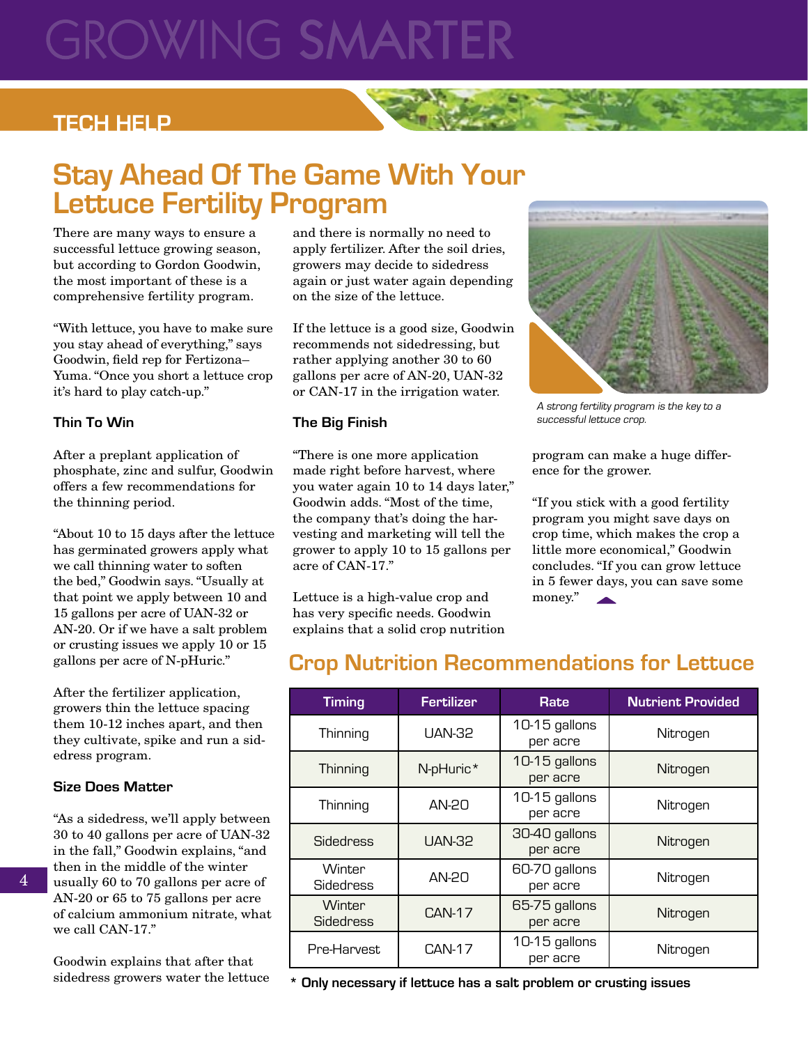# Stay Ahead Of The Game With Your Lettuce Fertility Program

There are many ways to ensure a successful lettuce growing season, but according to Gordon Goodwin, the most important of these is a comprehensive fertility program.

"With lettuce, you have to make sure you stay ahead of everything," says Goodwin, field rep for Fertizona–Yuma. "Once you short a lettuce crop it's hard to play catch-up."

### Thin To Win

After a preplant application of phosphate, zinc and sulfur, Goodwin offers a few recommendations for the thinning period.

"About 10 to 15 days after the lettuce has germinated growers apply what we call thinning water to soften the bed," Goodwin says. "Usually at that point we apply between 10 and 15 gallons per acre of UAN-32 or AN-20. Or if we have a salt problem or crusting issues we apply 10 or 15 gallons per acre of N-pHuric."

After the fertilizer application, growers thin the lettuce spacing them 10-12 inches apart, and then they cultivate, spike and run a sidedress program.

### Size Does Matter

"As a sidedress, we'll apply between 30 to 40 gallons per acre of UAN-32 in the fall," Goodwin explains, "and then in the middle of the winter usually 60 to 70 gallons per acre of AN-20 or 65 to 75 gallons per acre of calcium ammonium nitrate, what we call CAN-17."

Goodwin explains that after that sidedress growers water the lettuce and there is normally no need to apply fertilizer. After the soil dries, growers may decide to sidedress again or just water again depending on the size of the lettuce.

If the lettuce is a good size, Goodwin recommends not sidedressing, but rather applying another 30 to 60 gallons per acre of AN-20, UAN-32 or CAN-17 in the irrigation water.

### The Big Finish

"There is one more application made right before harvest, where you water again 10 to 14 days later," Goodwin adds. "Most of the time, the company that's doing the harvesting and marketing will tell the grower to apply 10 to 15 gallons per acre of CAN-17."

Lettuce is a high-value crop and has very specific needs. Goodwin explains that a solid crop nutrition program can make a huge difference for the grower.

"If you stick with a good fertility program you might save days on crop time, which makes the crop a little more economical," Goodwin concludes. "If you can grow lettuce in 5 fewer days, you can save some money."

*A strong fertility program is the key to a successful lettuce crop.*

## Crop Nutrition Recommendations for Lettuce

| Timing | Fertilizer | Rate | Nutrient Provided |
|---|---|---|---|
| Thinning | UAN-32 | 10-15 gallons per acre | Nitrogen |
| Thinning | N-pHuric* | 10-15 gallons per acre | Nitrogen |
| Thinning | AN-20 | 10-15 gallons per acre | Nitrogen |
| Sidedress | UAN-32 | 30-40 gallons per acre | Nitrogen |
| Winter Sidedress | AN-20 | 60-70 gallons per acre | Nitrogen |
| Winter Sidedress | CAN-17 | 65-75 gallons per acre | Nitrogen |
| Pre-Harvest | CAN-17 | 10-15 gallons per acre | Nitrogen |

**\* Only necessary if lettuce has a salt problem or crusting issues**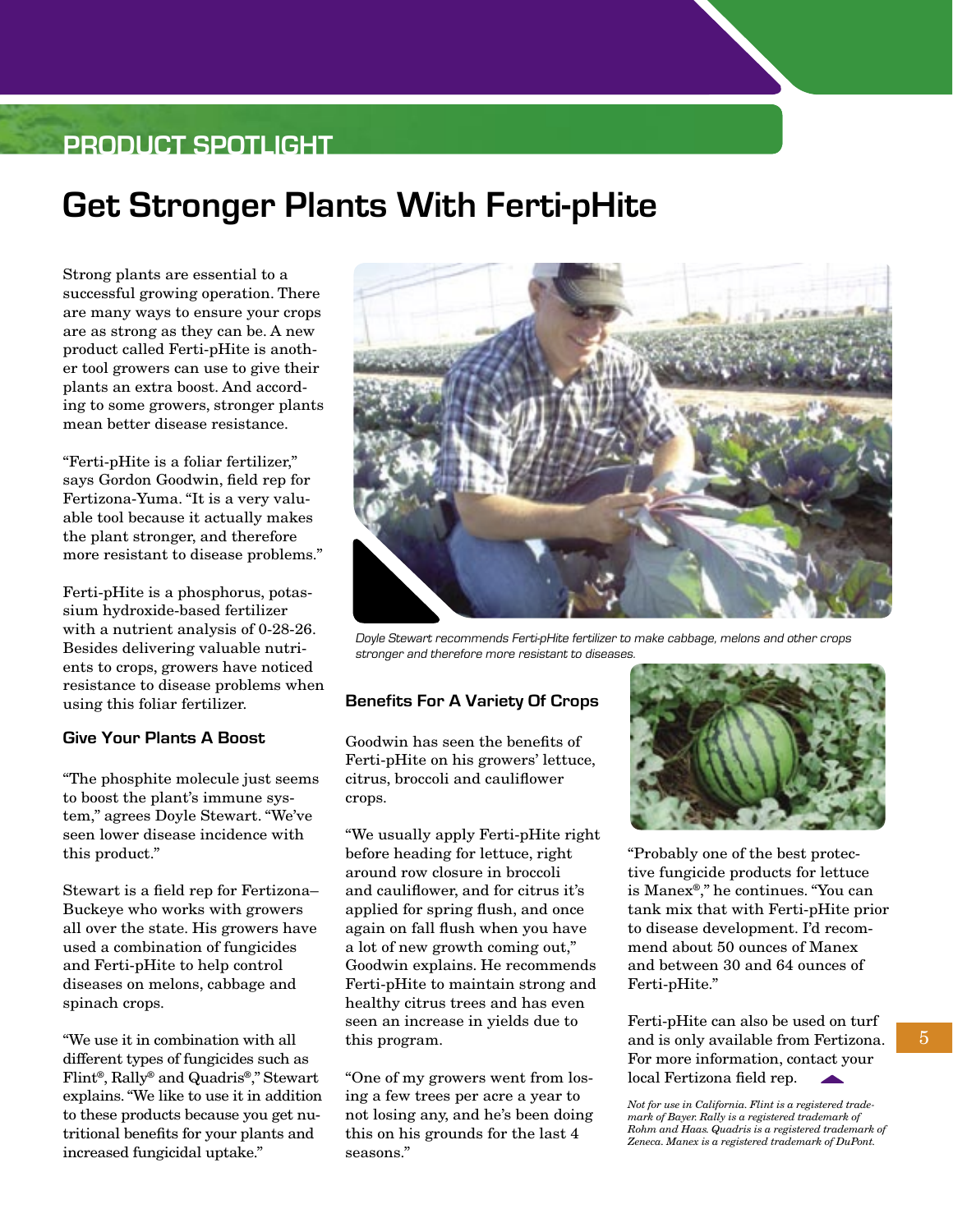PRODUCT SPOTLIGHT

# Get Stronger Plants With Ferti-pHite

Strong plants are essential to a successful growing operation. There are many ways to ensure your crops are as strong as they can be. A new product called Ferti-pHite is another tool growers can use to give their plants an extra boost. And according to some growers, stronger plants mean better disease resistance.

"Ferti-pHite is a foliar fertilizer," says Gordon Goodwin, field rep for Fertizona-Yuma. "It is a very valuable tool because it actually makes the plant stronger, and therefore more resistant to disease problems."

Ferti-pHite is a phosphorus, potassium hydroxide-based fertilizer with a nutrient analysis of 0-28-26. Besides delivering valuable nutrients to crops, growers have noticed resistance to disease problems when using this foliar fertilizer.

### Give Your Plants A Boost

"The phosphite molecule just seems to boost the plant's immune system," agrees Doyle Stewart. "We've seen lower disease incidence with this product."

Stewart is a field rep for Fertizona–Buckeye who works with growers all over the state. His growers have used a combination of fungicides and Ferti-pHite to help control diseases on melons, cabbage and spinach crops.

"We use it in combination with all different types of fungicides such as Flint®, Rally® and Quadris®," Stewart explains. "We like to use it in addition to these products because you get nutritional benefits for your plants and increased fungicidal uptake."

*Doyle Stewart recommends Ferti-pHite fertilizer to make cabbage, melons and other crops stronger and therefore more resistant to diseases.*

### Benefits For A Variety Of Crops

Goodwin has seen the benefits of Ferti-pHite on his growers' lettuce, citrus, broccoli and cauliflower crops.

"We usually apply Ferti-pHite right before heading for lettuce, right around row closure in broccoli and cauliflower, and for citrus it's applied for spring flush, and once again on fall flush when you have a lot of new growth coming out," Goodwin explains. He recommends Ferti-pHite to maintain strong and healthy citrus trees and has even seen an increase in yields due to this program.

"One of my growers went from losing a few trees per acre a year to not losing any, and he's been doing this on his grounds for the last 4 seasons."

"Probably one of the best protective fungicide products for lettuce is Manex®," he continues. "You can tank mix that with Ferti-pHite prior to disease development. I'd recommend about 50 ounces of Manex and between 30 and 64 ounces of Ferti-pHite."

Ferti-pHite can also be used on turf and is only available from Fertizona. For more information, contact your local Fertizona field rep.

*Not for use in California. Flint is a registered trademark of Bayer. Rally is a registered trademark of Rohm and Haas. Quadris is a registered trademark of Zeneca. Manex is a registered trademark of DuPont.*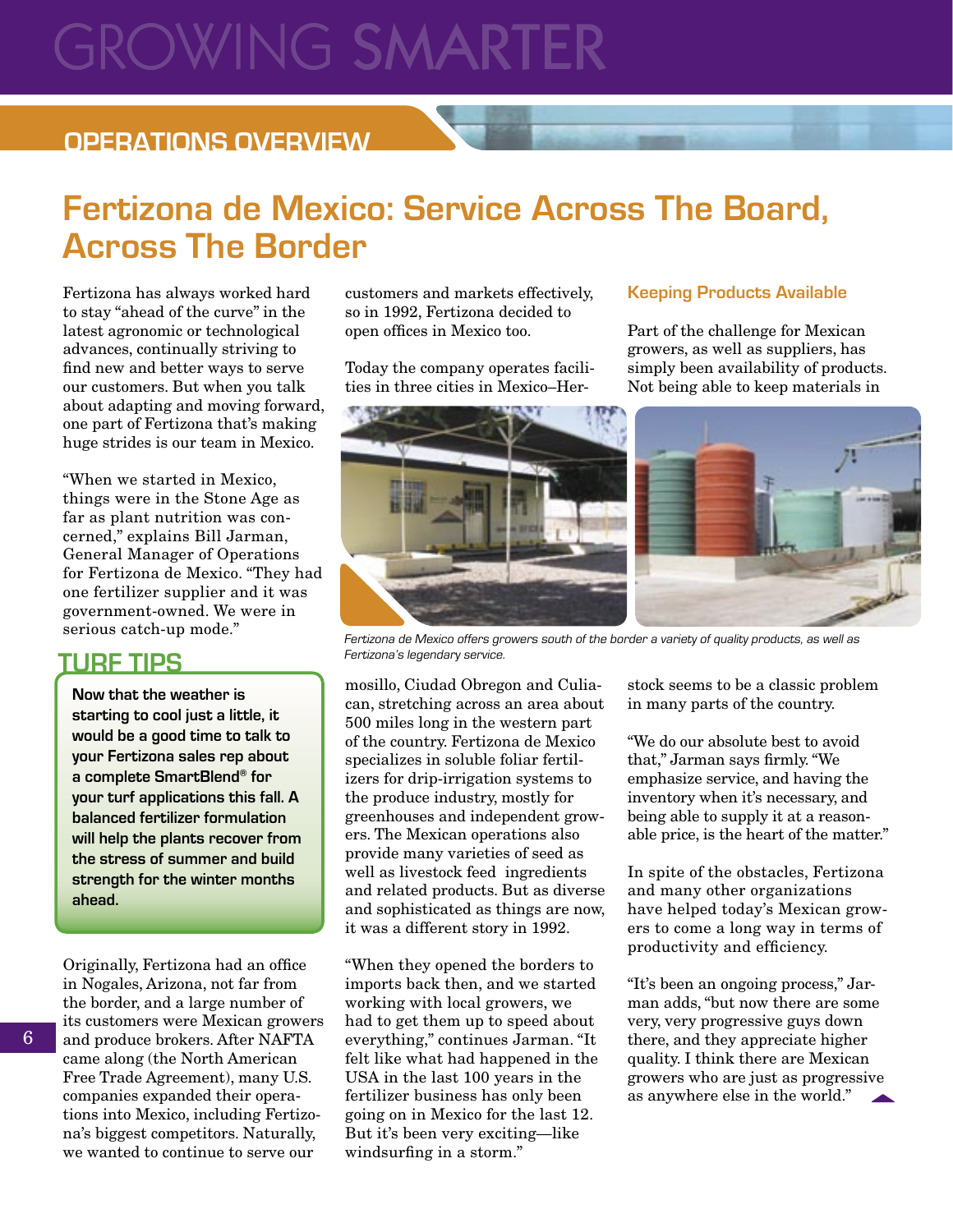# GROWING SMARTER

## OPERATIONS OVERVIEW

# Fertizona de Mexico: Service Across The Board, Across The Border

Fertizona has always worked hard to stay "ahead of the curve" in the latest agronomic or technological advances, continually striving to find new and better ways to serve our customers. But when you talk about adapting and moving forward, one part of Fertizona that's making huge strides is our team in Mexico.

"When we started in Mexico, things were in the Stone Age as far as plant nutrition was concerned," explains Bill Jarman, General Manager of Operations for Fertizona de Mexico. "They had one fertilizer supplier and it was government-owned. We were in serious catch-up mode."

## TURF TIPS

**Now that the weather is starting to cool just a little, it would be a good time to talk to your Fertizona sales rep about a complete SmartBlend® for your turf applications this fall. A balanced fertilizer formulation will help the plants recover from the stress of summer and build strength for the winter months ahead.**

Originally, Fertizona had an office in Nogales, Arizona, not far from the border, and a large number of its customers were Mexican growers and produce brokers. After NAFTA came along (the North American Free Trade Agreement), many U.S. companies expanded their operations into Mexico, including Fertizona's biggest competitors. Naturally, we wanted to continue to serve our customers and markets effectively, so in 1992, Fertizona decided to open offices in Mexico too.

Today the company operates facilities in three cities in Mexico–Hermosillo, Ciudad Obregon and Culiacan, stretching across an area about 500 miles long in the western part of the country. Fertizona de Mexico specializes in soluble foliar fertilizers for drip-irrigation systems to the produce industry, mostly for greenhouses and independent growers. The Mexican operations also provide many varieties of seed as well as livestock feed ingredients and related products. But as diverse and sophisticated as things are now, it was a different story in 1992.

*Fertizona de Mexico offers growers south of the border a variety of quality products, as well as Fertizona's legendary service.*

"When they opened the borders to imports back then, and we started working with local growers, we had to get them up to speed about everything," continues Jarman. "It felt like what had happened in the USA in the last 100 years in the fertilizer business has only been going on in Mexico for the last 12. But it's been very exciting—like windsurfing in a storm."

### Keeping Products Available

Part of the challenge for Mexican growers, as well as suppliers, has simply been availability of products. Not being able to keep materials in stock seems to be a classic problem in many parts of the country.

"We do our absolute best to avoid that," Jarman says firmly. "We emphasize service, and having the inventory when it's necessary, and being able to supply it at a reasonable price, is the heart of the matter."

In spite of the obstacles, Fertizona and many other organizations have helped today's Mexican growers to come a long way in terms of productivity and efficiency.

"It's been an ongoing process," Jarman adds, "but now there are some very, very progressive guys down there, and they appreciate higher quality. I think there are Mexican growers who are just as progressive as anywhere else in the world."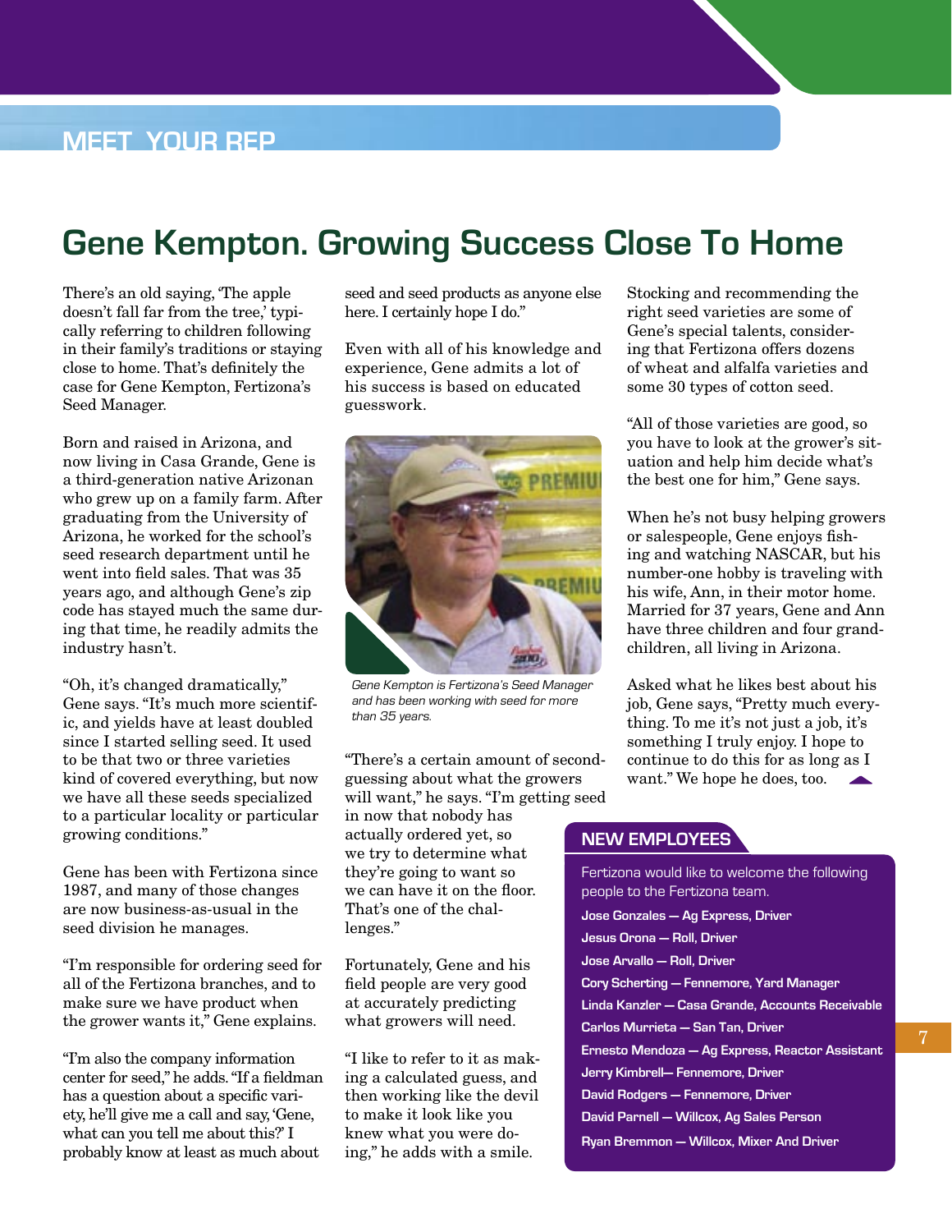MEET YOUR REP

# Gene Kempton. Growing Success Close To Home

There's an old saying, 'The apple doesn't fall far from the tree,' typically referring to children following in their family's traditions or staying close to home. That's definitely the case for Gene Kempton, Fertizona's Seed Manager.

Born and raised in Arizona, and now living in Casa Grande, Gene is a third-generation native Arizonan who grew up on a family farm. After graduating from the University of Arizona, he worked for the school's seed research department until he went into field sales. That was 35 years ago, and although Gene's zip code has stayed much the same during that time, he readily admits the industry hasn't.

"Oh, it's changed dramatically," Gene says. "It's much more scientific, and yields have at least doubled since I started selling seed. It used to be that two or three varieties kind of covered everything, but now we have all these seeds specialized to a particular locality or particular growing conditions."

Gene has been with Fertizona since 1987, and many of those changes are now business-as-usual in the seed division he manages.

"I'm responsible for ordering seed for all of the Fertizona branches, and to make sure we have product when the grower wants it," Gene explains.

"I'm also the company information center for seed," he adds. "If a fieldman has a question about a specific variety, he'll give me a call and say, 'Gene, what can you tell me about this?' I probably know at least as much about seed and seed products as anyone else here. I certainly hope I do."

Even with all of his knowledge and experience, Gene admits a lot of his success is based on educated guesswork.

*Gene Kempton is Fertizona's Seed Manager and has been working with seed for more than 35 years.*

"There's a certain amount of second-guessing about what the growers will want," he says. "I'm getting seed in now that nobody has actually ordered yet, so we try to determine what they're going to want so we can have it on the floor. That's one of the challenges."

Fortunately, Gene and his field people are very good at accurately predicting what growers will need.

"I like to refer to it as making a calculated guess, and then working like the devil to make it look like you knew what you were doing," he adds with a smile.

Stocking and recommending the right seed varieties are some of Gene's special talents, considering that Fertizona offers dozens of wheat and alfalfa varieties and some 30 types of cotton seed.

"All of those varieties are good, so you have to look at the grower's situation and help him decide what's the best one for him," Gene says.

When he's not busy helping growers or salespeople, Gene enjoys fishing and watching NASCAR, but his number-one hobby is traveling with his wife, Ann, in their motor home. Married for 37 years, Gene and Ann have three children and four grandchildren, all living in Arizona.

Asked what he likes best about his job, Gene says, "Pretty much everything. To me it's not just a job, it's something I truly enjoy. I hope to continue to do this for as long as I want." We hope he does, too.

## NEW EMPLOYEES

Fertizona would like to welcome the following people to the Fertizona team.

**Jose Gonzales — Ag Express, Driver**
**Jesus Orona — Roll, Driver**
**Jose Arvallo — Roll, Driver**
**Cory Scherting — Fennemore, Yard Manager**
**Linda Kanzler — Casa Grande, Accounts Receivable**
**Carlos Murrieta — San Tan, Driver**
**Ernesto Mendoza — Ag Express, Reactor Assistant**
**Jerry Kimbrell— Fennemore, Driver**
**David Rodgers — Fennemore, Driver**
**David Parnell — Willcox, Ag Sales Person**
**Ryan Bremmon — Willcox, Mixer And Driver**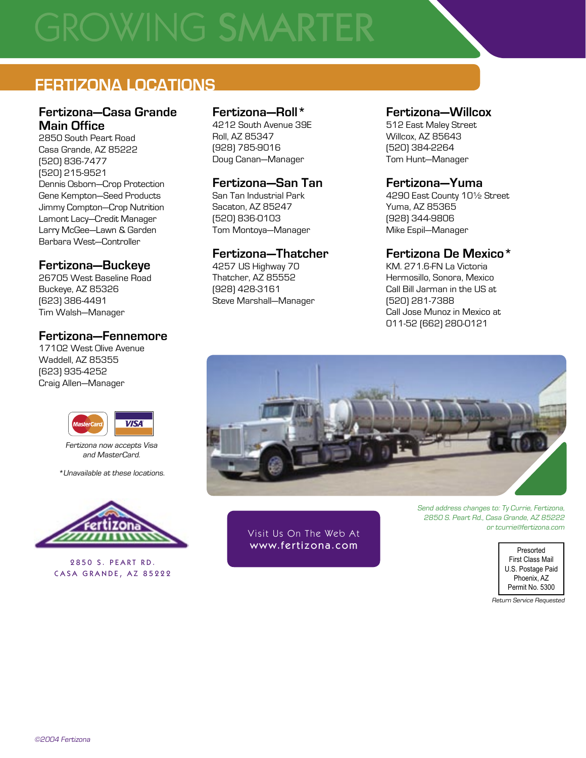# GROWING SMARTER

## FERTIZONA LOCATIONS

### Fertizona—Casa Grande Main Office

2850 South Peart Road
Casa Grande, AZ 85222
(520) 836-7477
(520) 215-9521
Dennis Osborn—Crop Protection
Gene Kempton—Seed Products
Jimmy Compton—Crop Nutrition
Lamont Lacy—Credit Manager
Larry McGee—Lawn & Garden
Barbara West—Controller

### Fertizona—Buckeye

26705 West Baseline Road
Buckeye, AZ 85326
(623) 386-4491
Tim Walsh—Manager

### Fertizona—Fennemore

17102 West Olive Avenue
Waddell, AZ 85355
(623) 935-4252
Craig Allen—Manager

### Fertizona—Roll*

4212 South Avenue 39E
Roll, AZ 85347
(928) 785-9016
Doug Canan—Manager

### Fertizona—San Tan

San Tan Industrial Park
Sacaton, AZ 85247
(520) 836-0103
Tom Montoya—Manager

### Fertizona—Thatcher

4257 US Highway 70
Thatcher, AZ 85552
(928) 428-3161
Steve Marshall—Manager

### Fertizona—Willcox

512 East Maley Street
Willcox, AZ 85643
(520) 384-2264
Tom Hunt—Manager

### Fertizona—Yuma

4290 East County 10½ Street
Yuma, AZ 85365
(928) 344-9806
Mike Espil—Manager

### Fertizona De Mexico*

KM. 271.6-FN La Victoria
Hermosillo, Sonora, Mexico
Call Bill Jarman in the US at
(520) 281-7388
Call Jose Munoz in Mexico at
011-52 (662) 280-0121

*Fertizona now accepts Visa and MasterCard.*

*\*Unavailable at these locations.*

2850 S. PEART RD.
CASA GRANDE, AZ 85222

Visit Us On The Web At
www.fertizona.com

*Send address changes to: Ty Currie, Fertizona, 2850 S. Peart Rd., Casa Grande, AZ 85222 or tcurrie@fertizona.com*

Presorted
First Class Mail
U.S. Postage Paid
Phoenix, AZ
Permit No. 5300

*Return Service Requested*

*©2004 Fertizona*